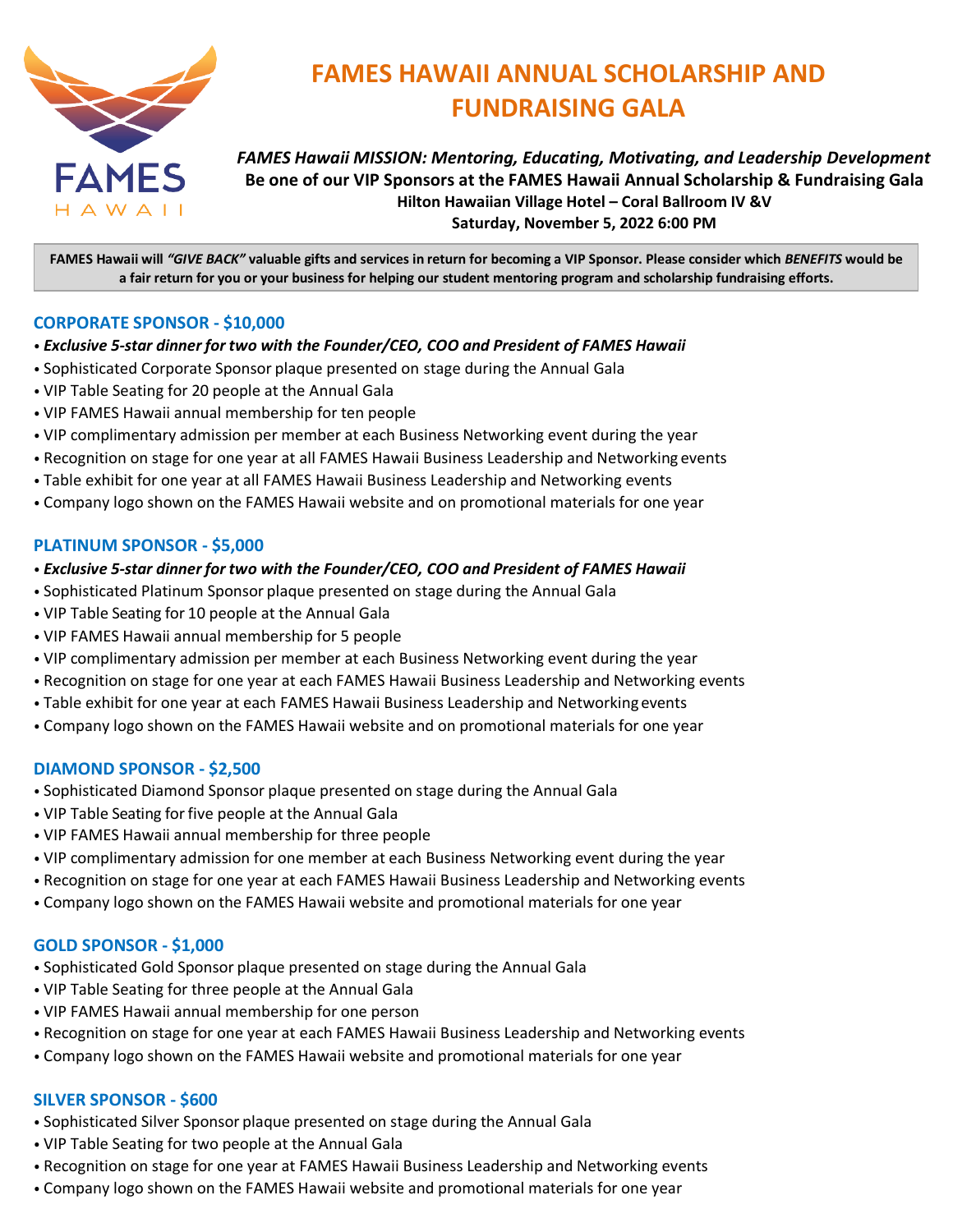# FAMES HAWAII ANNUAL SCHOLARSHIP AND FUNDRAISING GALA

***FAMES Hawaii MISSION: Mentoring, Educating, Motivating, and Leadership Development***

**Be one of our VIP Sponsors at the FAMES Hawaii Annual Scholarship & Fundraising Gala**

**Hilton Hawaiian Village Hotel – Coral Ballroom IV &V**

**Saturday, November 5, 2022 6:00 PM**

**FAMES Hawaii will *"GIVE BACK"* valuable gifts and services in return for becoming a VIP Sponsor. Please consider which *BENEFITS* would be a fair return for you or your business for helping our student mentoring program and scholarship fundraising efforts.**

## CORPORATE SPONSOR - $10,000

- ***Exclusive 5-star dinner for two with the Founder/CEO, COO and President of FAMES Hawaii***
- Sophisticated Corporate Sponsor plaque presented on stage during the Annual Gala
- VIP Table Seating for 20 people at the Annual Gala
- VIP FAMES Hawaii annual membership for ten people
- VIP complimentary admission per member at each Business Networking event during the year
- Recognition on stage for one year at all FAMES Hawaii Business Leadership and Networking events
- Table exhibit for one year at all FAMES Hawaii Business Leadership and Networking events
- Company logo shown on the FAMES Hawaii website and on promotional materials for one year

## PLATINUM SPONSOR - $5,000

- ***Exclusive 5-star dinner for two with the Founder/CEO, COO and President of FAMES Hawaii***
- Sophisticated Platinum Sponsor plaque presented on stage during the Annual Gala
- VIP Table Seating for 10 people at the Annual Gala
- VIP FAMES Hawaii annual membership for 5 people
- VIP complimentary admission per member at each Business Networking event during the year
- Recognition on stage for one year at each FAMES Hawaii Business Leadership and Networking events
- Table exhibit for one year at each FAMES Hawaii Business Leadership and Networking events
- Company logo shown on the FAMES Hawaii website and on promotional materials for one year

## DIAMOND SPONSOR - $2,500

- Sophisticated Diamond Sponsor plaque presented on stage during the Annual Gala
- VIP Table Seating for five people at the Annual Gala
- VIP FAMES Hawaii annual membership for three people
- VIP complimentary admission for one member at each Business Networking event during the year
- Recognition on stage for one year at each FAMES Hawaii Business Leadership and Networking events
- Company logo shown on the FAMES Hawaii website and promotional materials for one year

## GOLD SPONSOR - $1,000

- Sophisticated Gold Sponsor plaque presented on stage during the Annual Gala
- VIP Table Seating for three people at the Annual Gala
- VIP FAMES Hawaii annual membership for one person
- Recognition on stage for one year at each FAMES Hawaii Business Leadership and Networking events
- Company logo shown on the FAMES Hawaii website and promotional materials for one year

## SILVER SPONSOR - $600

- Sophisticated Silver Sponsor plaque presented on stage during the Annual Gala
- VIP Table Seating for two people at the Annual Gala
- Recognition on stage for one year at FAMES Hawaii Business Leadership and Networking events
- Company logo shown on the FAMES Hawaii website and promotional materials for one year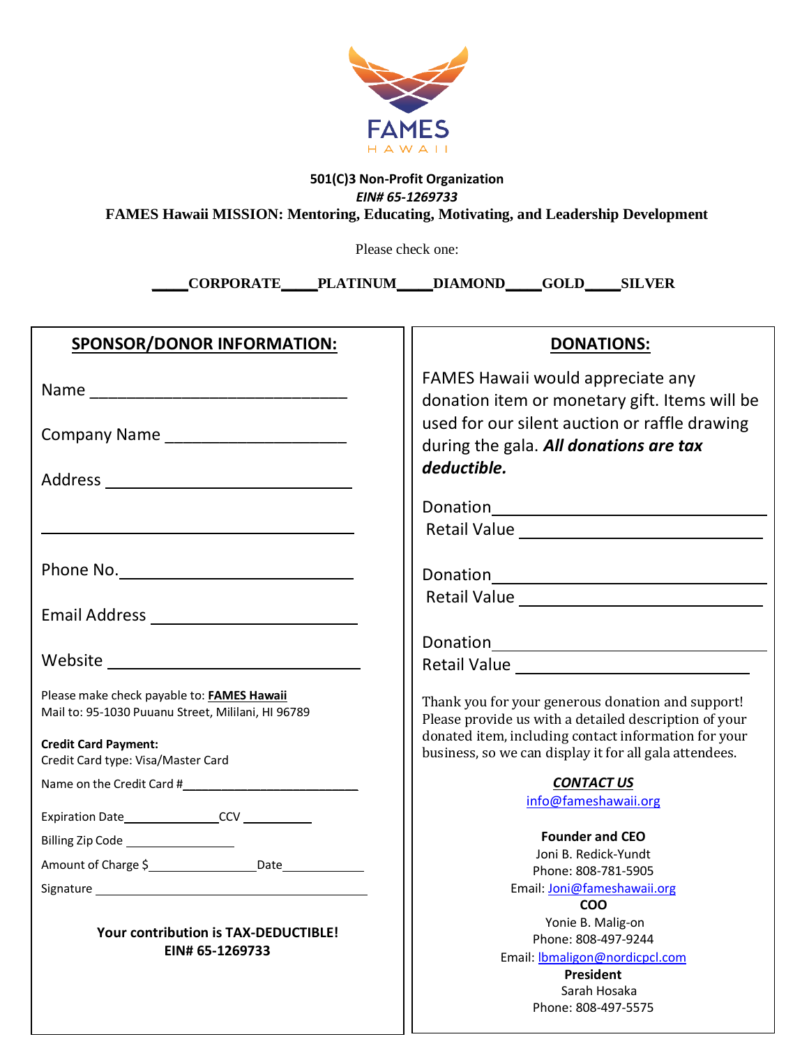FAMES
HAWAII

**501(C)3 Non-Profit Organization**
***EIN# 65-1269733***
**FAMES Hawaii MISSION: Mentoring, Educating, Motivating, and Leadership Development**

Please check one:

**\_\_\_\_CORPORATE\_\_\_\_PLATINUM\_\_\_\_DIAMOND\_\_\_\_GOLD\_\_\_\_SILVER**

## SPONSOR/DONOR INFORMATION:

Name \_\_\_\_\_\_\_\_\_\_\_\_\_\_\_\_\_\_\_\_\_\_\_\_\_\_\_\_\_\_

Company Name \_\_\_\_\_\_\_\_\_\_\_\_\_\_\_\_\_\_\_\_\_\_

Address \_\_\_\_\_\_\_\_\_\_\_\_\_\_\_\_\_\_\_\_\_\_\_\_\_\_\_\_\_

\_\_\_\_\_\_\_\_\_\_\_\_\_\_\_\_\_\_\_\_\_\_\_\_\_\_\_\_\_\_\_\_\_\_\_\_\_\_

Phone No.\_\_\_\_\_\_\_\_\_\_\_\_\_\_\_\_\_\_\_\_\_\_\_\_\_\_\_

Email Address \_\_\_\_\_\_\_\_\_\_\_\_\_\_\_\_\_\_\_\_\_\_\_

Website \_\_\_\_\_\_\_\_\_\_\_\_\_\_\_\_\_\_\_\_\_\_\_\_\_\_\_\_\_

Please make check payable to: **FAMES Hawaii**
Mail to: 95-1030 Puuanu Street, Mililani, HI 96789

**Credit Card Payment:**
Credit Card type: Visa/Master Card

Name on the Credit Card #\_\_\_\_\_\_\_\_\_\_\_\_\_\_\_\_\_\_\_\_\_\_\_\_

Expiration Date\_\_\_\_\_\_\_\_\_\_\_\_\_\_CCV \_\_\_\_\_\_\_\_\_\_

Billing Zip Code \_\_\_\_\_\_\_\_\_\_\_\_\_\_\_\_

Amount of Charge $\_\_\_\_\_\_\_\_\_\_\_\_\_\_\_\_Date\_\_\_\_\_\_\_\_\_\_\_\_

Signature \_\_\_\_\_\_\_\_\_\_\_\_\_\_\_\_\_\_\_\_\_\_\_\_\_\_\_\_\_\_\_\_\_\_\_\_\_\_\_\_

**Your contribution is TAX-DEDUCTIBLE!**
**EIN# 65-1269733**

## DONATIONS:

FAMES Hawaii would appreciate any donation item or monetary gift. Items will be used for our silent auction or raffle drawing during the gala. ***All donations are tax deductible.***

Donation\_\_\_\_\_\_\_\_\_\_\_\_\_\_\_\_\_\_\_\_\_\_\_\_\_\_\_\_\_\_\_\_\_
Retail Value \_\_\_\_\_\_\_\_\_\_\_\_\_\_\_\_\_\_\_\_\_\_\_\_\_\_\_\_

Donation\_\_\_\_\_\_\_\_\_\_\_\_\_\_\_\_\_\_\_\_\_\_\_\_\_\_\_\_\_\_\_\_\_
Retail Value \_\_\_\_\_\_\_\_\_\_\_\_\_\_\_\_\_\_\_\_\_\_\_\_\_\_\_\_

Donation\_\_\_\_\_\_\_\_\_\_\_\_\_\_\_\_\_\_\_\_\_\_\_\_\_\_\_\_\_\_\_\_\_
Retail Value \_\_\_\_\_\_\_\_\_\_\_\_\_\_\_\_\_\_\_\_\_\_\_\_\_\_\_\_

Thank you for your generous donation and support! Please provide us with a detailed description of your donated item, including contact information for your business, so we can display it for all gala attendees.

***CONTACT US***
info@fameshawaii.org

**Founder and CEO**
Joni B. Redick-Yundt
Phone: 808-781-5905
Email: Joni@fameshawaii.org

**COO**
Yonie B. Malig-on
Phone: 808-497-9244
Email: lbmaligon@nordicpcl.com

**President**
Sarah Hosaka
Phone: 808-497-5575